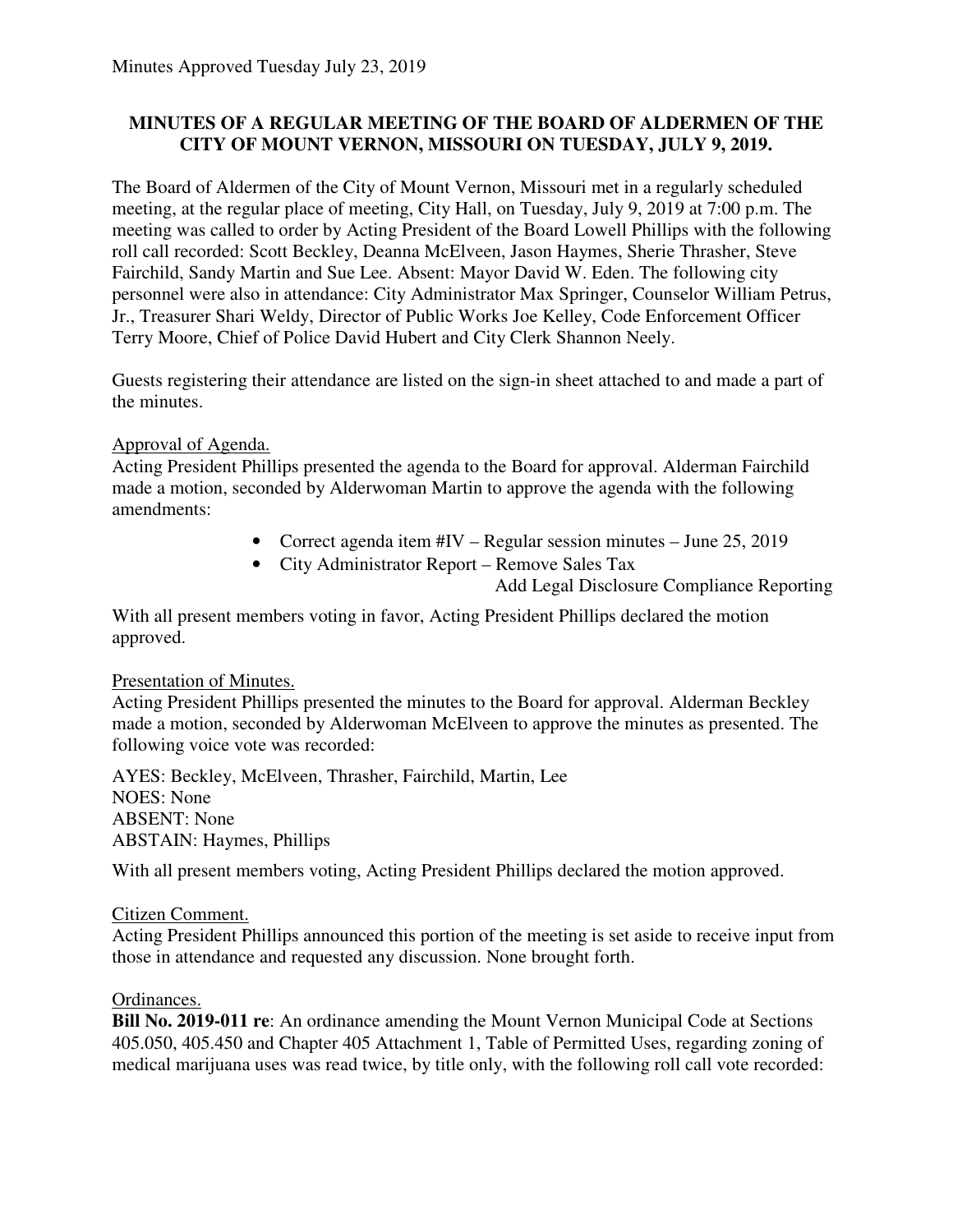Minutes Approved Tuesday July 23, 2019

**MINUTES OF A REGULAR MEETING OF THE BOARD OF ALDERMEN OF THE CITY OF MOUNT VERNON, MISSOURI ON TUESDAY, JULY 9, 2019.**

The Board of Aldermen of the City of Mount Vernon, Missouri met in a regularly scheduled meeting, at the regular place of meeting, City Hall, on Tuesday, July 9, 2019 at 7:00 p.m. The meeting was called to order by Acting President of the Board Lowell Phillips with the following roll call recorded: Scott Beckley, Deanna McElveen, Jason Haymes, Sherie Thrasher, Steve Fairchild, Sandy Martin and Sue Lee. Absent: Mayor David W. Eden. The following city personnel were also in attendance: City Administrator Max Springer, Counselor William Petrus, Jr., Treasurer Shari Weldy, Director of Public Works Joe Kelley, Code Enforcement Officer Terry Moore, Chief of Police David Hubert and City Clerk Shannon Neely.

Guests registering their attendance are listed on the sign-in sheet attached to and made a part of the minutes.

Approval of Agenda.
Acting President Phillips presented the agenda to the Board for approval. Alderman Fairchild made a motion, seconded by Alderwoman Martin to approve the agenda with the following amendments:

- Correct agenda item #IV – Regular session minutes – June 25, 2019
- City Administrator Report – Remove Sales Tax
  Add Legal Disclosure Compliance Reporting

With all present members voting in favor, Acting President Phillips declared the motion approved.

Presentation of Minutes.
Acting President Phillips presented the minutes to the Board for approval. Alderman Beckley made a motion, seconded by Alderwoman McElveen to approve the minutes as presented. The following voice vote was recorded:

AYES: Beckley, McElveen, Thrasher, Fairchild, Martin, Lee
NOES: None
ABSENT: None
ABSTAIN: Haymes, Phillips

With all present members voting, Acting President Phillips declared the motion approved.

Citizen Comment.
Acting President Phillips announced this portion of the meeting is set aside to receive input from those in attendance and requested any discussion. None brought forth.

Ordinances.
**Bill No. 2019-011 re**: An ordinance amending the Mount Vernon Municipal Code at Sections 405.050, 405.450 and Chapter 405 Attachment 1, Table of Permitted Uses, regarding zoning of medical marijuana uses was read twice, by title only, with the following roll call vote recorded: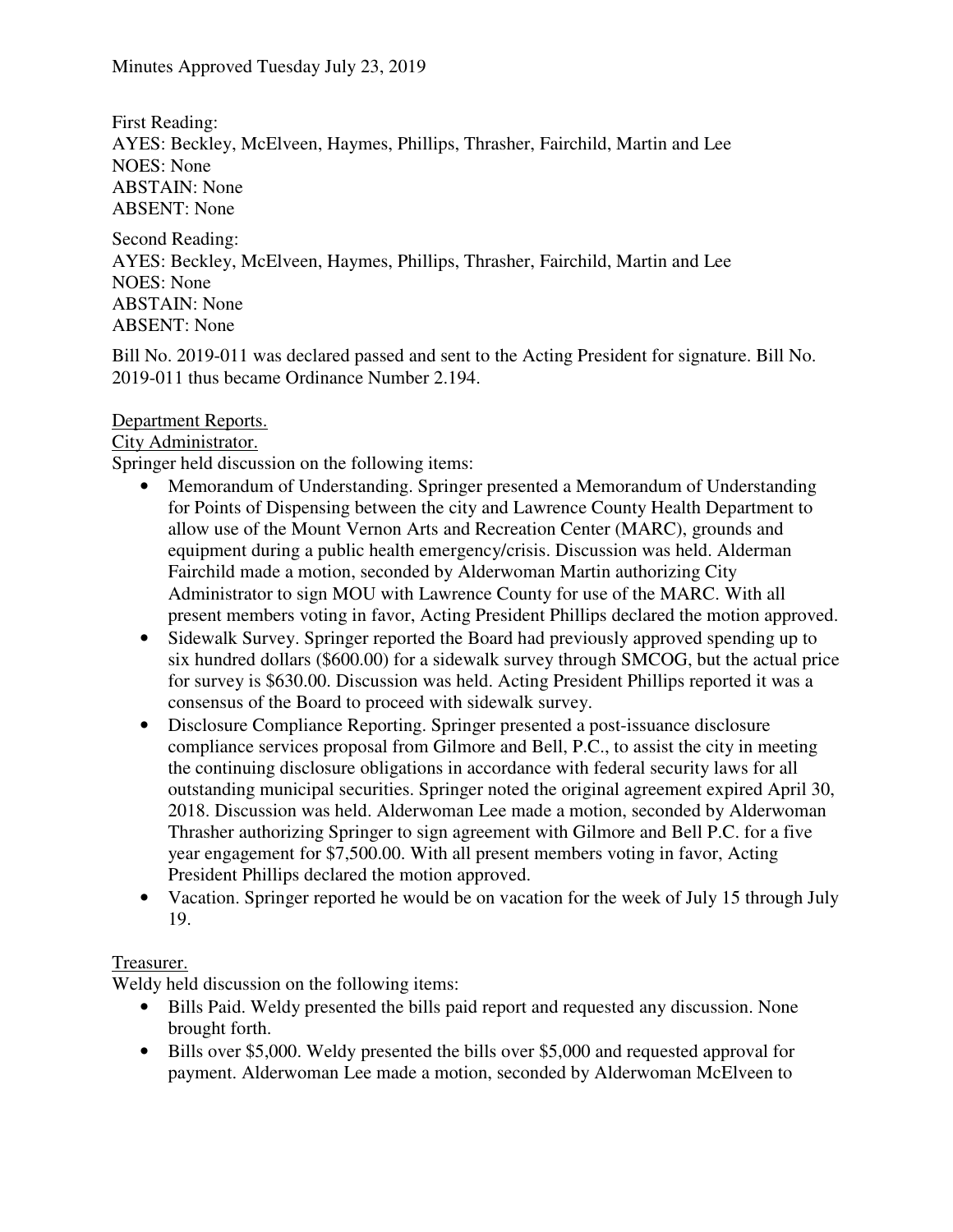Minutes Approved Tuesday July 23, 2019

First Reading:
AYES: Beckley, McElveen, Haymes, Phillips, Thrasher, Fairchild, Martin and Lee
NOES: None
ABSTAIN: None
ABSENT: None

Second Reading:
AYES: Beckley, McElveen, Haymes, Phillips, Thrasher, Fairchild, Martin and Lee
NOES: None
ABSTAIN: None
ABSENT: None

Bill No. 2019-011 was declared passed and sent to the Acting President for signature. Bill No. 2019-011 thus became Ordinance Number 2.194.

Department Reports.

City Administrator.

Springer held discussion on the following items:

- Memorandum of Understanding. Springer presented a Memorandum of Understanding for Points of Dispensing between the city and Lawrence County Health Department to allow use of the Mount Vernon Arts and Recreation Center (MARC), grounds and equipment during a public health emergency/crisis. Discussion was held. Alderman Fairchild made a motion, seconded by Alderwoman Martin authorizing City Administrator to sign MOU with Lawrence County for use of the MARC. With all present members voting in favor, Acting President Phillips declared the motion approved.
- Sidewalk Survey. Springer reported the Board had previously approved spending up to six hundred dollars ($600.00) for a sidewalk survey through SMCOG, but the actual price for survey is $630.00. Discussion was held. Acting President Phillips reported it was a consensus of the Board to proceed with sidewalk survey.
- Disclosure Compliance Reporting. Springer presented a post-issuance disclosure compliance services proposal from Gilmore and Bell, P.C., to assist the city in meeting the continuing disclosure obligations in accordance with federal security laws for all outstanding municipal securities. Springer noted the original agreement expired April 30, 2018. Discussion was held. Alderwoman Lee made a motion, seconded by Alderwoman Thrasher authorizing Springer to sign agreement with Gilmore and Bell P.C. for a five year engagement for $7,500.00. With all present members voting in favor, Acting President Phillips declared the motion approved.
- Vacation. Springer reported he would be on vacation for the week of July 15 through July 19.

Treasurer.

Weldy held discussion on the following items:

- Bills Paid. Weldy presented the bills paid report and requested any discussion. None brought forth.
- Bills over $5,000. Weldy presented the bills over $5,000 and requested approval for payment. Alderwoman Lee made a motion, seconded by Alderwoman McElveen to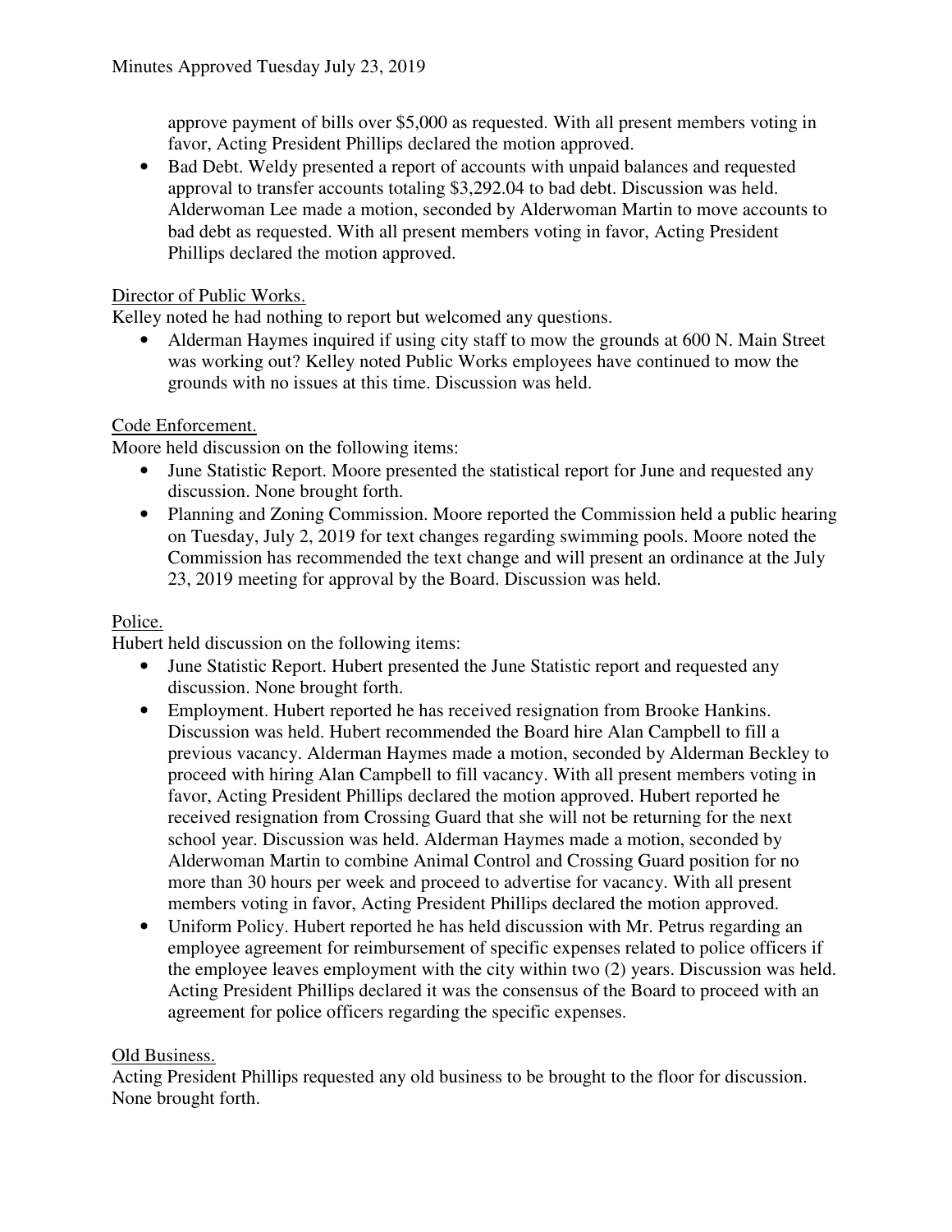approve payment of bills over $5,000 as requested. With all present members voting in favor, Acting President Phillips declared the motion approved.

- Bad Debt. Weldy presented a report of accounts with unpaid balances and requested approval to transfer accounts totaling $3,292.04 to bad debt. Discussion was held. Alderwoman Lee made a motion, seconded by Alderwoman Martin to move accounts to bad debt as requested. With all present members voting in favor, Acting President Phillips declared the motion approved.

<u>Director of Public Works.</u>

Kelley noted he had nothing to report but welcomed any questions.

- Alderman Haymes inquired if using city staff to mow the grounds at 600 N. Main Street was working out? Kelley noted Public Works employees have continued to mow the grounds with no issues at this time. Discussion was held.

<u>Code Enforcement.</u>

Moore held discussion on the following items:

- June Statistic Report. Moore presented the statistical report for June and requested any discussion. None brought forth.
- Planning and Zoning Commission. Moore reported the Commission held a public hearing on Tuesday, July 2, 2019 for text changes regarding swimming pools. Moore noted the Commission has recommended the text change and will present an ordinance at the July 23, 2019 meeting for approval by the Board. Discussion was held.

<u>Police.</u>

Hubert held discussion on the following items:

- June Statistic Report. Hubert presented the June Statistic report and requested any discussion. None brought forth.
- Employment. Hubert reported he has received resignation from Brooke Hankins. Discussion was held. Hubert recommended the Board hire Alan Campbell to fill a previous vacancy. Alderman Haymes made a motion, seconded by Alderman Beckley to proceed with hiring Alan Campbell to fill vacancy. With all present members voting in favor, Acting President Phillips declared the motion approved. Hubert reported he received resignation from Crossing Guard that she will not be returning for the next school year. Discussion was held. Alderman Haymes made a motion, seconded by Alderwoman Martin to combine Animal Control and Crossing Guard position for no more than 30 hours per week and proceed to advertise for vacancy. With all present members voting in favor, Acting President Phillips declared the motion approved.
- Uniform Policy. Hubert reported he has held discussion with Mr. Petrus regarding an employee agreement for reimbursement of specific expenses related to police officers if the employee leaves employment with the city within two (2) years. Discussion was held. Acting President Phillips declared it was the consensus of the Board to proceed with an agreement for police officers regarding the specific expenses.

<u>Old Business.</u>

Acting President Phillips requested any old business to be brought to the floor for discussion. None brought forth.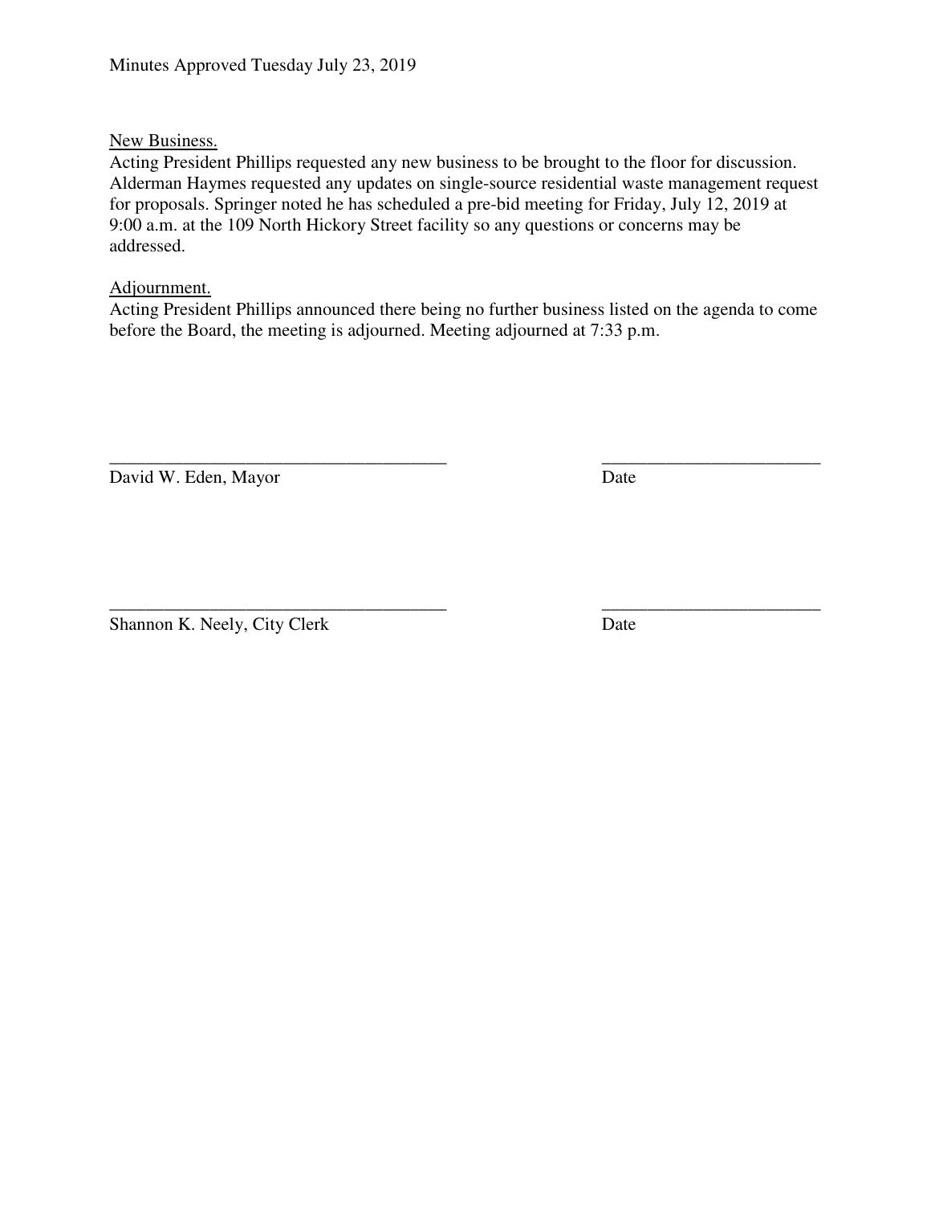Minutes Approved Tuesday July 23, 2019

New Business.

Acting President Phillips requested any new business to be brought to the floor for discussion. Alderman Haymes requested any updates on single-source residential waste management request for proposals. Springer noted he has scheduled a pre-bid meeting for Friday, July 12, 2019 at 9:00 a.m. at the 109 North Hickory Street facility so any questions or concerns may be addressed.

Adjournment.

Acting President Phillips announced there being no further business listed on the agenda to come before the Board, the meeting is adjourned. Meeting adjourned at 7:33 p.m.

______________________________________ ________________________

David W. Eden, Mayor Date

______________________________________ ________________________

Shannon K. Neely, City Clerk Date